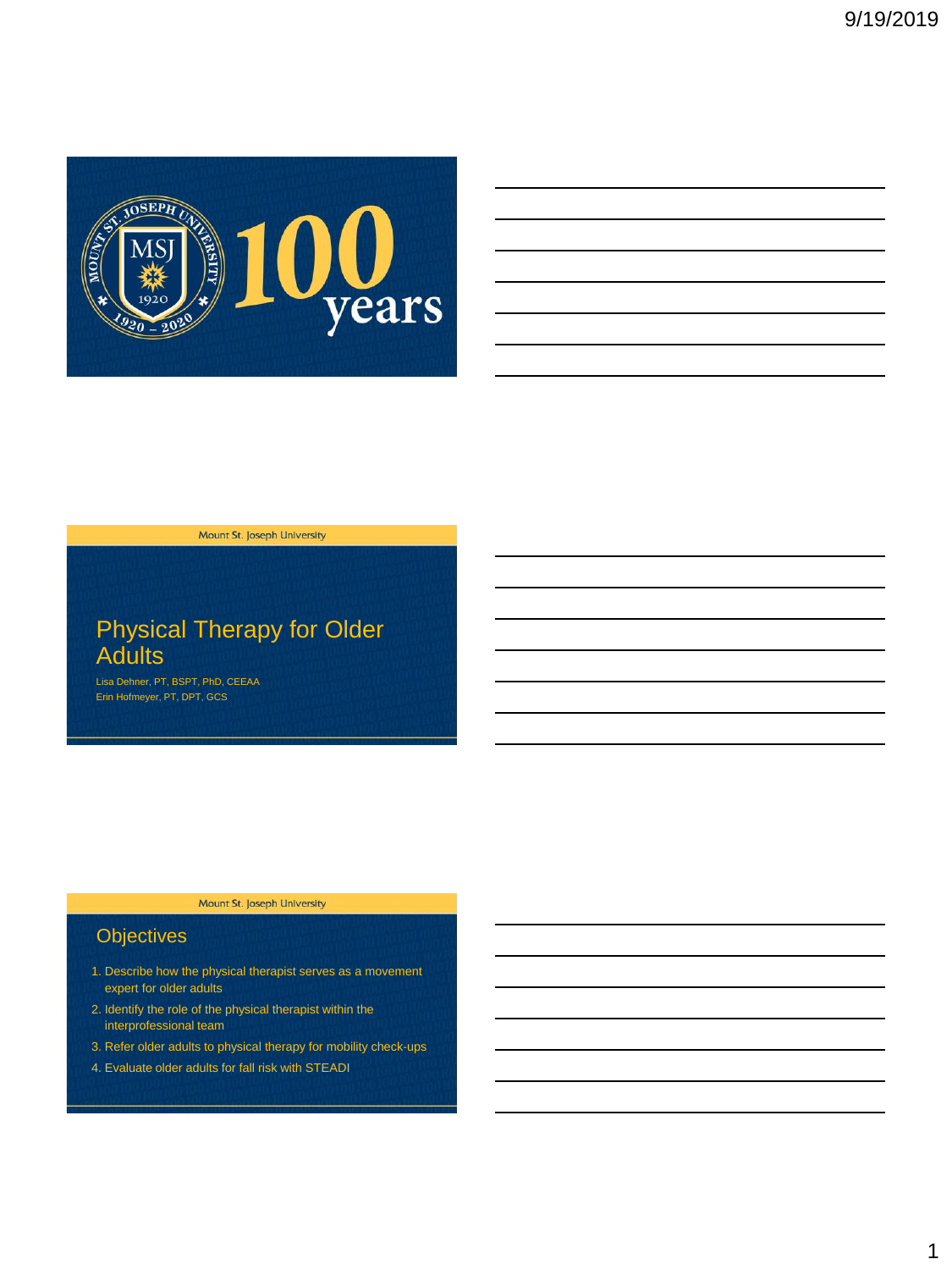Mount St. Joseph University 1920 – 2020 100 years

Mount St. Joseph University

# Physical Therapy for Older Adults

Lisa Dehner, PT, BSPT, PhD, CEEAA
Erin Hofmeyer, PT, DPT, GCS

Mount St. Joseph University

## Objectives

1. Describe how the physical therapist serves as a movement expert for older adults
2. Identify the role of the physical therapist within the interprofessional team
3. Refer older adults to physical therapy for mobility check-ups
4. Evaluate older adults for fall risk with STEADI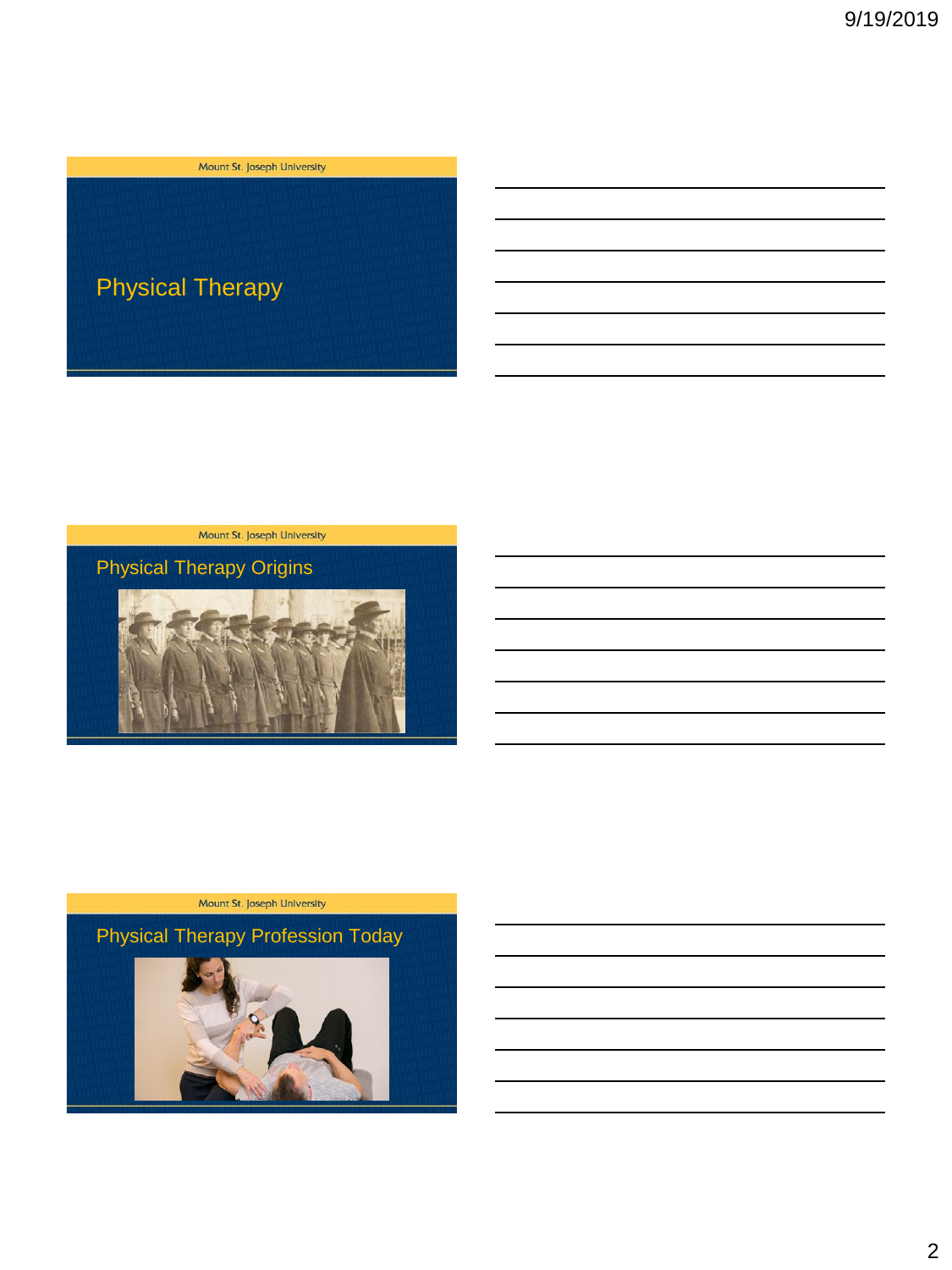Mount St. Joseph University

# Physical Therapy

Mount St. Joseph University

## Physical Therapy Origins

Mount St. Joseph University

## Physical Therapy Profession Today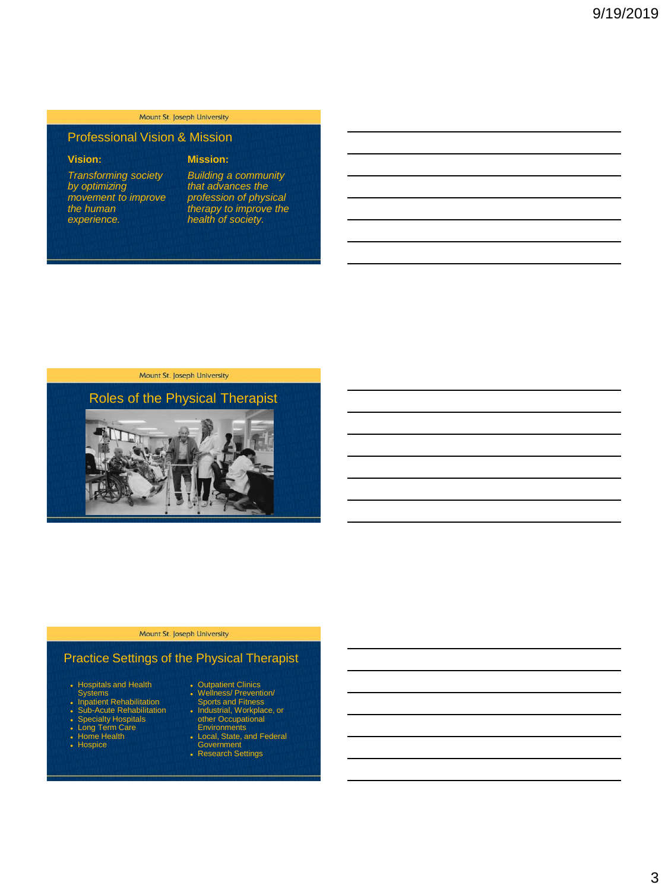Mount St. Joseph University

## Professional Vision & Mission

**Vision:**

*Transforming society by optimizing movement to improve the human experience.*

**Mission:**

*Building a community that advances the profession of physical therapy to improve the health of society.*

Mount St. Joseph University

## Roles of the Physical Therapist

Mount St. Joseph University

## Practice Settings of the Physical Therapist

- Hospitals and Health Systems
- Inpatient Rehabilitation
- Sub-Acute Rehabilitation
- Specialty Hospitals
- Long Term Care
- Home Health
- Hospice
- Outpatient Clinics
- Wellness/ Prevention/ Sports and Fitness
- Industrial, Workplace, or other Occupational Environments
- Local, State, and Federal Government
- Research Settings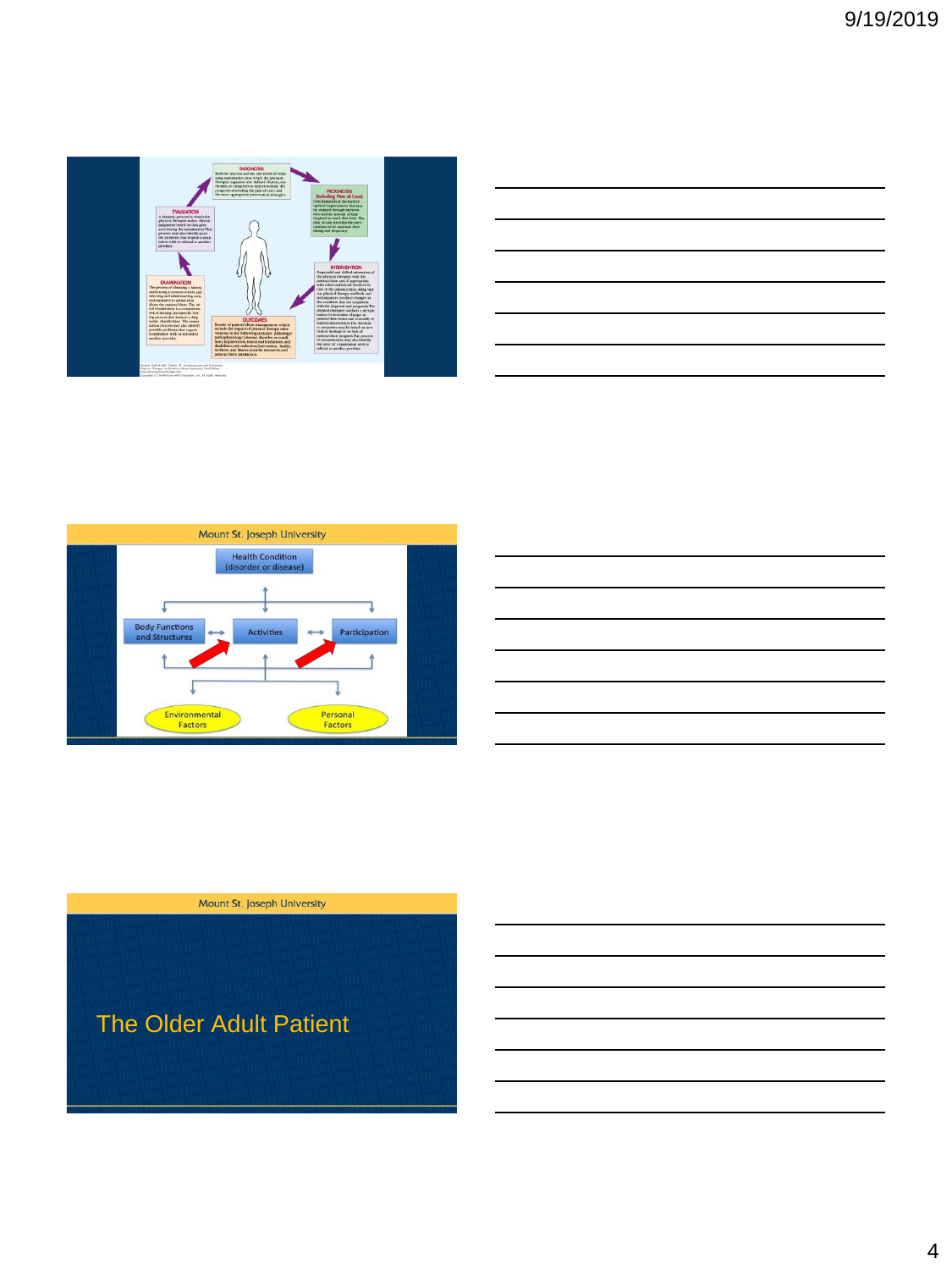DIAGNOSIS

PROGNOSIS (Including Plan of Care)

INTERVENTION

OUTCOMES

EXAMINATION

EVALUATION

Mount St. Joseph University

Health Condition (disorder or disease)

Body Functions and Structures

Activities

Participation

Environmental Factors

Personal Factors

Mount St. Joseph University

## The Older Adult Patient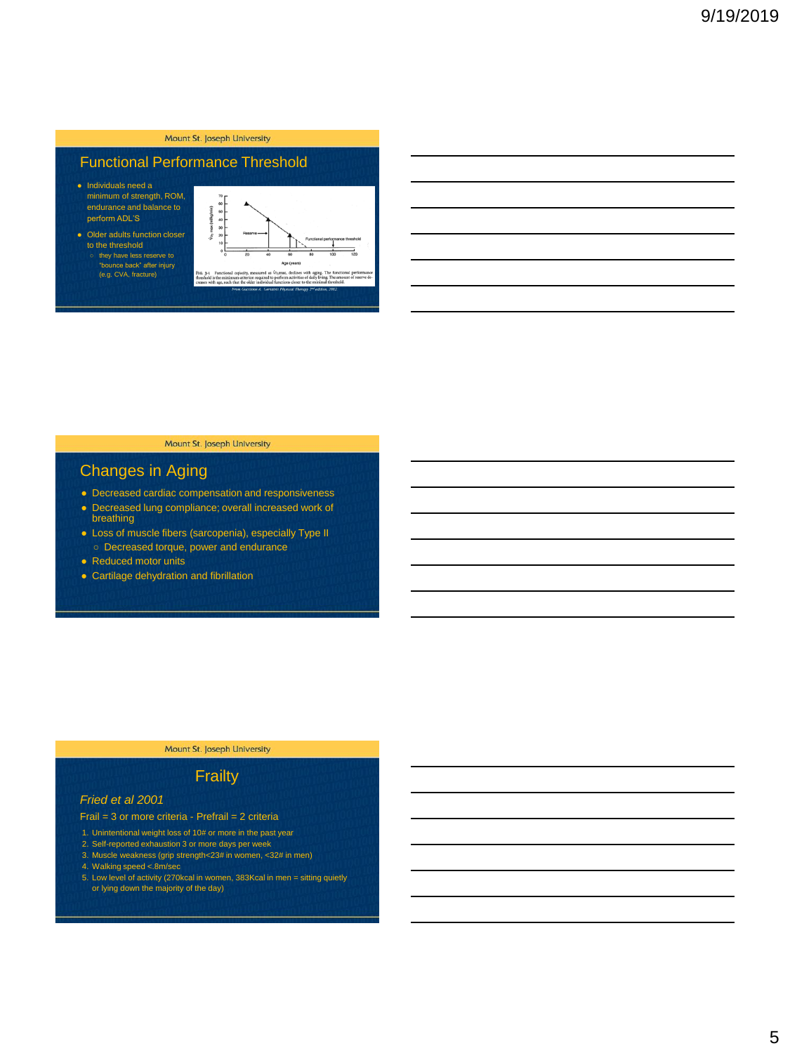## Functional Performance Threshold

- Individuals need a minimum of strength, ROM, endurance and balance to perform ADL'S
- Older adults function closer to the threshold
  - they have less reserve to "bounce back" after injury (e.g. CVA, fracture)

Fig. 3-1. Functional capacity, measured as $\dot{V}O_2$max, declines with aging. The functional performance threshold is the minimum criterion required to perform activities of daily living. The amount of reserve decreases with age, such that the older individual functions closer to the minimal threshold.

*From Guccione A. Geriatric Physical Therapy 2nd edition, 2002*

## Changes in Aging

- Decreased cardiac compensation and responsiveness
- Decreased lung compliance; overall increased work of breathing
- Loss of muscle fibers (sarcopenia), especially Type II
  - Decreased torque, power and endurance
- Reduced motor units
- Cartilage dehydration and fibrillation

## Frailty

*Fried et al 2001*

Frail = 3 or more criteria - Prefrail = 2 criteria

1. Unintentional weight loss of 10# or more in the past year
2. Self-reported exhaustion 3 or more days per week
3. Muscle weakness (grip strength<23# in women, <32# in men)
4. Walking speed <.8m/sec
5. Low level of activity (270kcal in women, 383Kcal in men = sitting quietly or lying down the majority of the day)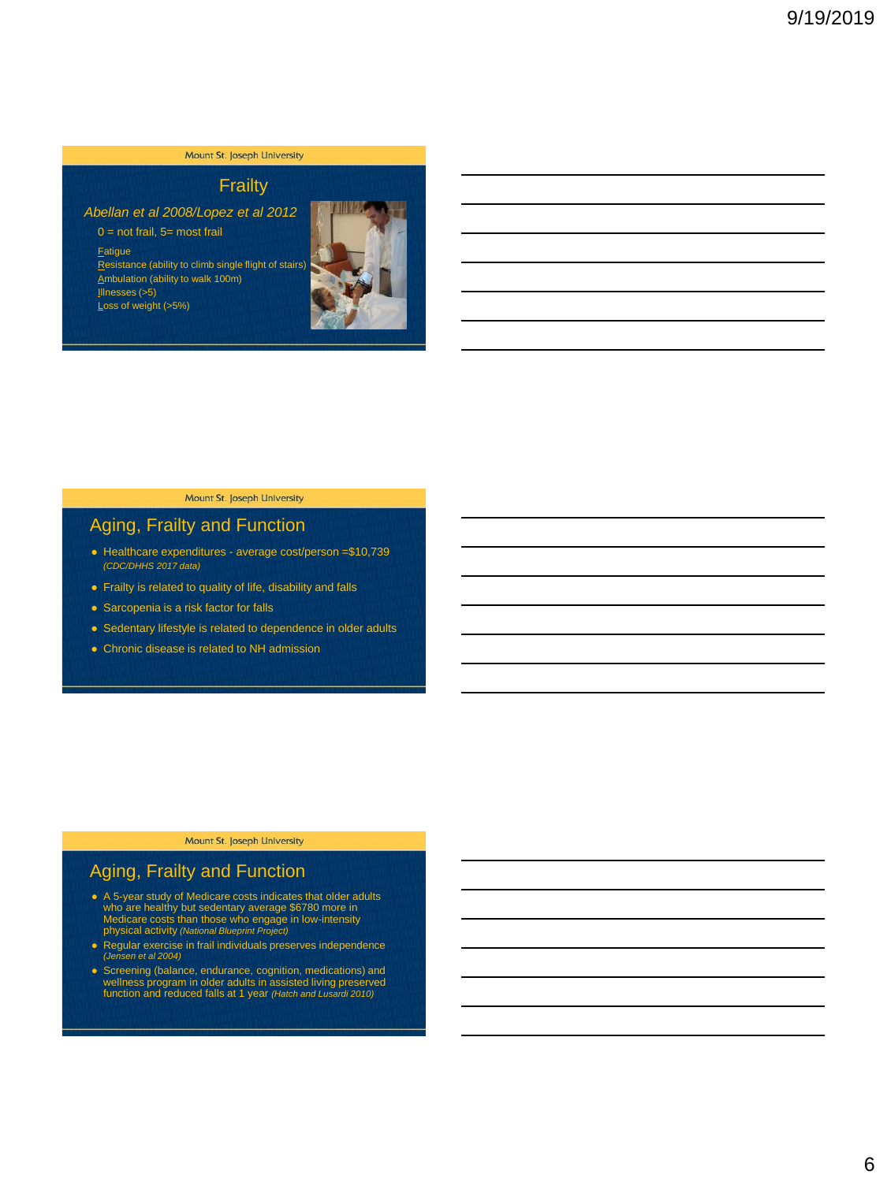Mount St. Joseph University

## Frailty

*Abellan et al 2008/Lopez et al 2012*

0 = not frail, 5= most frail

Fatigue
Resistance (ability to climb single flight of stairs)
Ambulation (ability to walk 100m)
Illnesses (>5)
Loss of weight (>5%)

Mount St. Joseph University

## Aging, Frailty and Function

- Healthcare expenditures - average cost/person =$10,739 *(CDC/DHHS 2017 data)*
- Frailty is related to quality of life, disability and falls
- Sarcopenia is a risk factor for falls
- Sedentary lifestyle is related to dependence in older adults
- Chronic disease is related to NH admission

Mount St. Joseph University

## Aging, Frailty and Function

- A 5-year study of Medicare costs indicates that older adults who are healthy but sedentary average $6780 more in Medicare costs than those who engage in low-intensity physical activity *(National Blueprint Project)*
- Regular exercise in frail individuals preserves independence *(Jensen et al 2004)*
- Screening (balance, endurance, cognition, medications) and wellness program in older adults in assisted living preserved function and reduced falls at 1 year *(Hatch and Lusardi 2010)*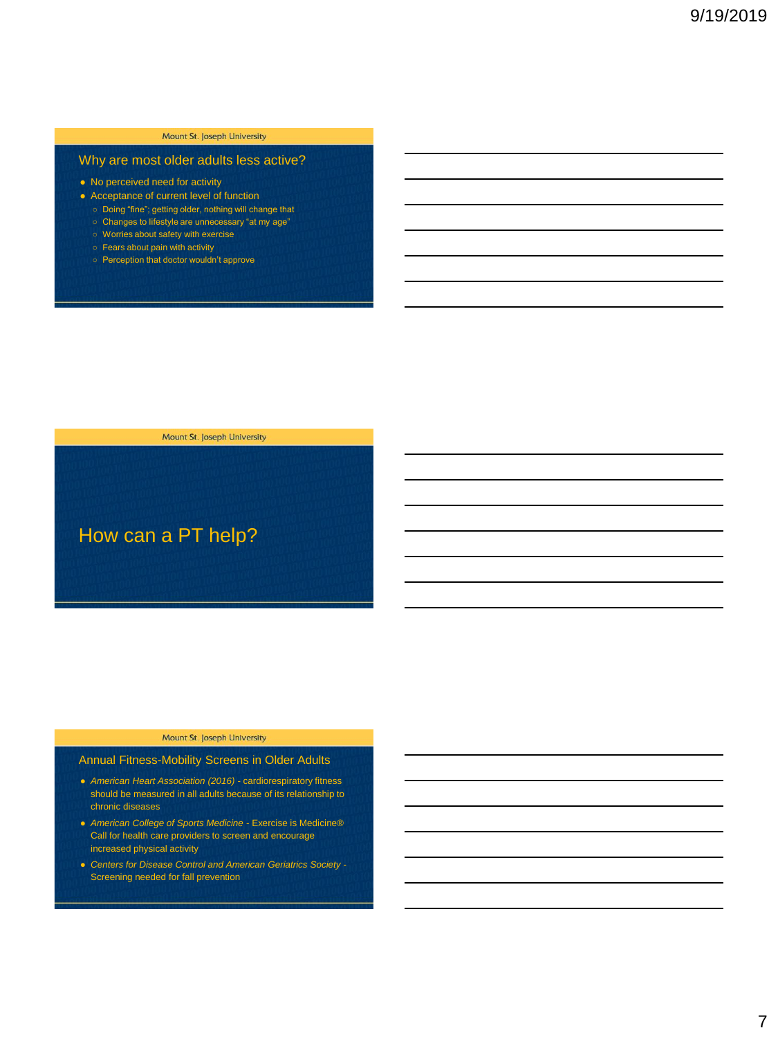## Why are most older adults less active?

- No perceived need for activity
- Acceptance of current level of function
  - Doing "fine"; getting older, nothing will change that
  - Changes to lifestyle are unnecessary "at my age"
  - Worries about safety with exercise
  - Fears about pain with activity
  - Perception that doctor wouldn't approve

## How can a PT help?

## Annual Fitness-Mobility Screens in Older Adults

- *American Heart Association (2016)* - cardiorespiratory fitness should be measured in all adults because of its relationship to chronic diseases
- *American College of Sports Medicine* - Exercise is Medicine® Call for health care providers to screen and encourage increased physical activity
- *Centers for Disease Control and American Geriatrics Society* - Screening needed for fall prevention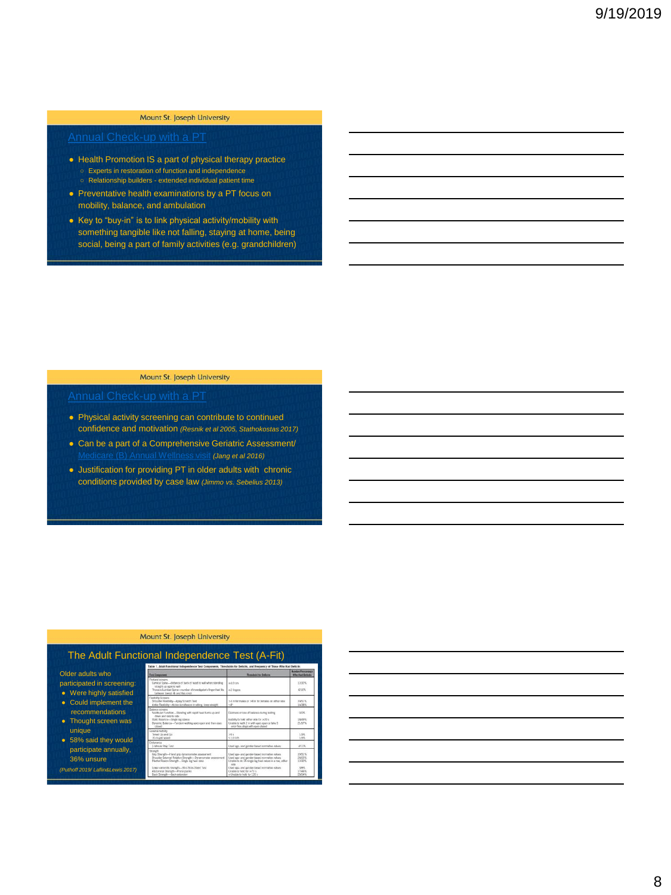## Annual Check-up with a PT

- Health Promotion IS a part of physical therapy practice
  - Experts in restoration of function and independence
  - Relationship builders - extended individual patient time
- Preventative health examinations by a PT focus on mobility, balance, and ambulation
- Key to "buy-in" is to link physical activity/mobility with something tangible like not falling, staying at home, being social, being a part of family activities (e.g. grandchildren)

## Annual Check-up with a PT

- Physical activity screening can contribute to continued confidence and motivation *(Resnik et al 2005, Stathokostas 2017)*
- Can be a part of a Comprehensive Geriatric Assessment/ Medicare (B) Annual Wellness visit *(Jang et al 2016)*
- Justification for providing PT in older adults with chronic conditions provided by case law *(Jimmo vs. Sebelius 2013)*

## The Adult Functional Independence Test (A-Fit)

Older adults who participated in screening:

- Were highly satisfied
- Could implement the recommendations
- Thought screen was unique
- 58% said they would participate annually, 36% unsure

*(Puthoff 2019/ Laflin&Lewis 2017)*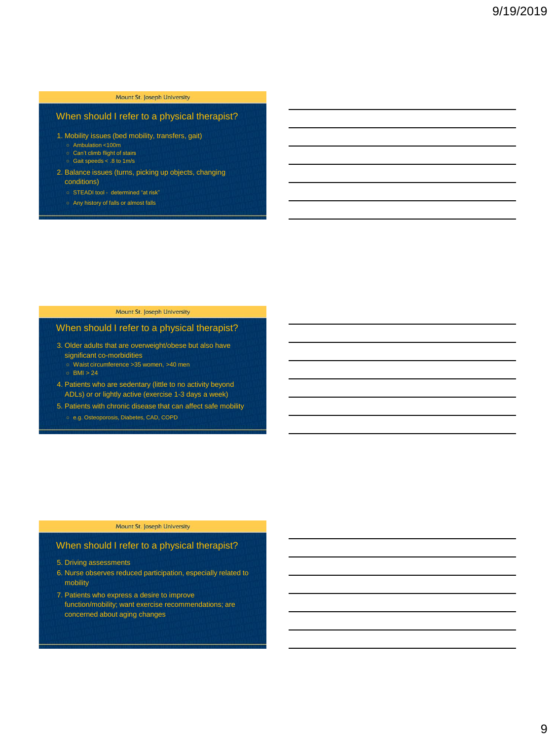Mount St. Joseph University

## When should I refer to a physical therapist?

1. Mobility issues (bed mobility, transfers, gait)
   - Ambulation <100m
   - Can't climb flight of stairs
   - Gait speeds < .8 to 1m/s
2. Balance issues (turns, picking up objects, changing conditions)
   - STEADI tool - determined "at risk"
   - Any history of falls or almost falls

Mount St. Joseph University

## When should I refer to a physical therapist?

3. Older adults that are overweight/obese but also have significant co-morbidities
   - Waist circumference >35 women, >40 men
   - BMI > 24
4. Patients who are sedentary (little to no activity beyond ADLs) or or lightly active (exercise 1-3 days a week)
5. Patients with chronic disease that can affect safe mobility
   - e.g. Osteoporosis, Diabetes, CAD, COPD

Mount St. Joseph University

## When should I refer to a physical therapist?

5. Driving assessments
6. Nurse observes reduced participation, especially related to mobility
7. Patients who express a desire to improve function/mobility; want exercise recommendations; are concerned about aging changes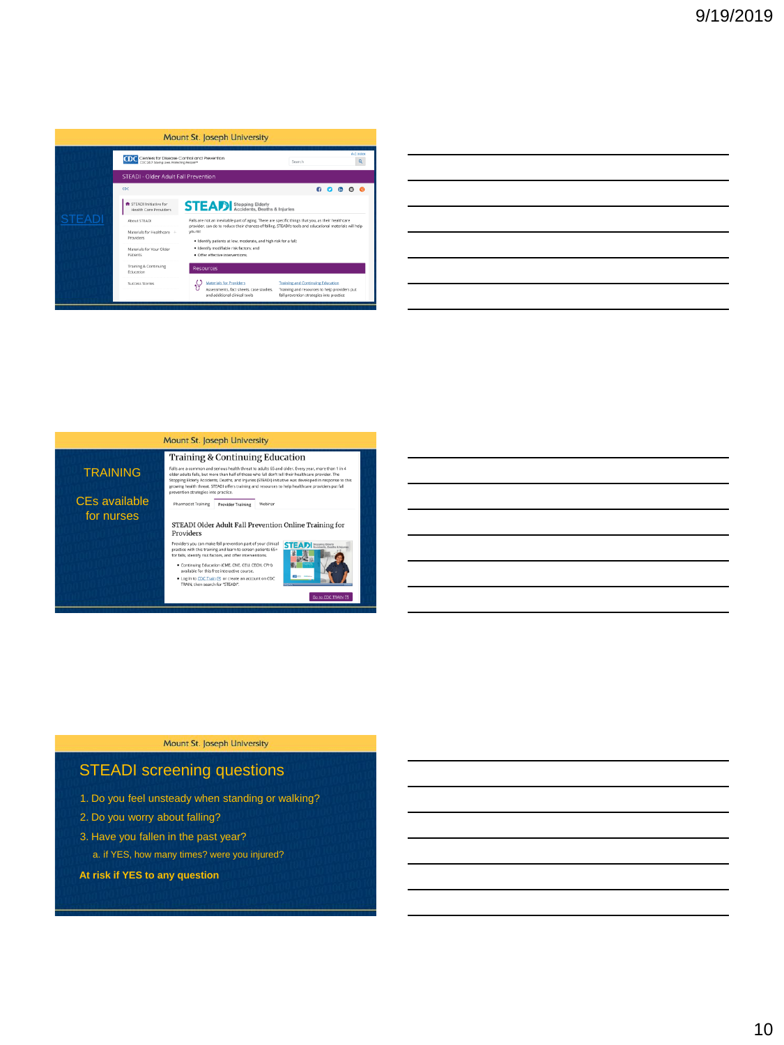Mount St. Joseph University

STEADI

Mount St. Joseph University

TRAINING

CEs available for nurses

Training & Continuing Education

Falls are a common and serious health threat to adults 65 and older. Every year, more than 1 in 4 older adults falls, but more than half of those who fall don't tell their healthcare provider. The Stopping Elderly Accidents, Deaths, and Injuries (STEADI) initiative was developed in response to this growing health threat. STEADI offers training and resources to help healthcare providers put fall prevention strategies into practice.

Pharmacist Training | Provider Training | Webinar

STEADI Older Adult Fall Prevention Online Training for Providers

Providers you can make fall prevention part of your clinical practice with this training and learn to screen patients 65+ for falls, identify risk factors, and other interventions.

- Continuing Education (CME, CNE, CEU, CECH, CPH) available for this free interactive course.
- Log in to CDC Train or create an account on CDC TRAIN, then search for "STEADI".

Go to CDC TRAIN

Mount St. Joseph University

## STEADI screening questions

1. Do you feel unsteady when standing or walking?
2. Do you worry about falling?
3. Have you fallen in the past year?
   a. if YES, how many times? were you injured?

**At risk if YES to any question**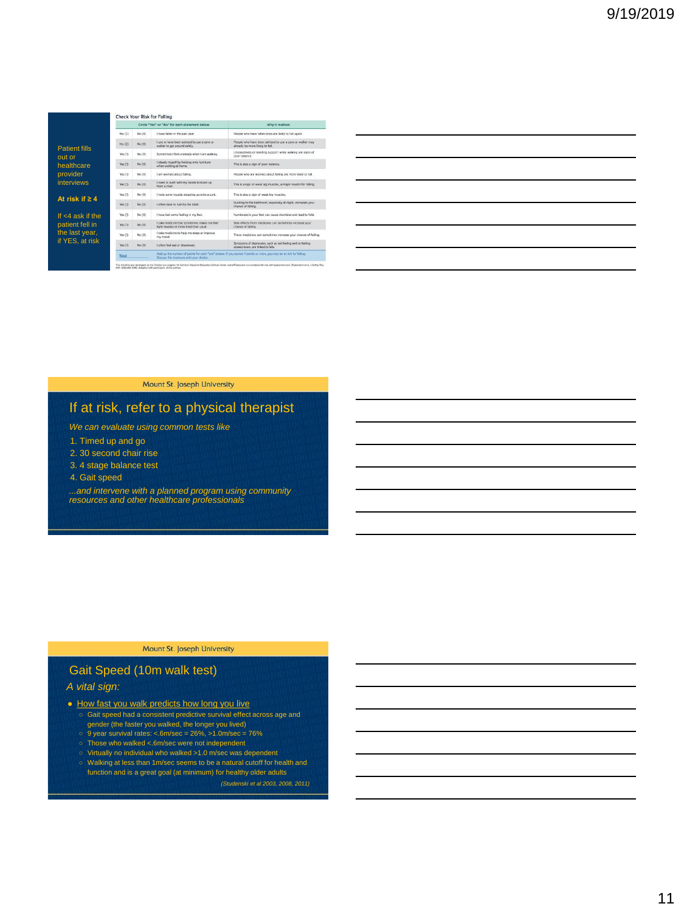Patient fills out or healthcare provider interviews

**At risk if ≥ 4**

If <4 ask if the patient fell in the last year, if YES, at risk

### Check Your Risk for Falling

| Circle "Yes" or "No" for each statement below | | | Why it matters |
|---|---|---|---|
| Yes (2) | No (0) | I have fallen in the past year. | People who have fallen once are likely to fall again. |
| Yes (2) | No (0) | I use or have been advised to use a cane or walker to get around safely. | People who have been advised to use a cane or walker may already be more likely to fall. |
| Yes (1) | No (0) | Sometimes I feel unsteady when I am walking. | Unsteadiness or needing support while walking are signs of poor balance. |
| Yes (1) | No (0) | I steady myself by holding onto furniture when walking at home. | This is also a sign of poor balance. |
| Yes (1) | No (0) | I am worried about falling. | People who are worried about falling are more likely to fall. |
| Yes (1) | No (0) | I need to push with my hands to stand up from a chair. | This is a sign of weak leg muscles, a major reason for falling. |
| Yes (1) | No (0) | I have some trouble stepping up onto a curb. | This is also a sign of weak leg muscles. |
| Yes (1) | No (0) | I often have to rush to the toilet. | Rushing to the bathroom, especially at night, increases your chance of falling. |
| Yes (1) | No (0) | I have lost some feeling in my feet. | Numbness in your feet can cause stumbles and lead to falls. |
| Yes (1) | No (0) | I take medicine that sometimes makes me feel light-headed or more tired than usual. | Side effects from medicines can sometimes increase your chance of falling. |
| Yes (1) | No (0) | I take medicine to help me sleep or improve my mood. | These medicines can sometimes increase your chance of falling. |
| Yes (1) | No (0) | I often feel sad or depressed. | Symptoms of depression, such as not feeling well or feeling slowed down, are linked to falls. |
| Total ______ | | | Add up the number of points for each "yes" answer. If you scored 4 points or more, you may be at risk for falling. Discuss this brochure with your doctor. |

This checklist was developed by the Greater Los Angeles VA Geriatric Research Education Clinical Center and affiliates and is a validated fall risk self-assessment tool (Rubenstein et al. J Safety Res; 2011: 42(6)493-499). Adapted with permission of the authors.

---

Mount St. Joseph University

## If at risk, refer to a physical therapist

*We can evaluate using common tests like*

1. Timed up and go
2. 30 second chair rise
3. 4 stage balance test
4. Gait speed

*...and intervene with a planned program using community resources and other healthcare professionals*

---

Mount St. Joseph University

## Gait Speed (10m walk test)

*A vital sign:*

- How fast you walk predicts how long you live
  - Gait speed had a consistent predictive survival effect across age and gender (the faster you walked, the longer you lived)
  - 9 year survival rates: <.6m/sec = 26%, >1.0m/sec = 76%
  - Those who walked <.6m/sec were not independent
  - Virtually no individual who walked >1.0 m/sec was dependent
  - Walking at less than 1m/sec seems to be a natural cutoff for health and function and is a great goal (at minimum) for healthy older adults

*(Studenski et al 2003, 2008, 2011)*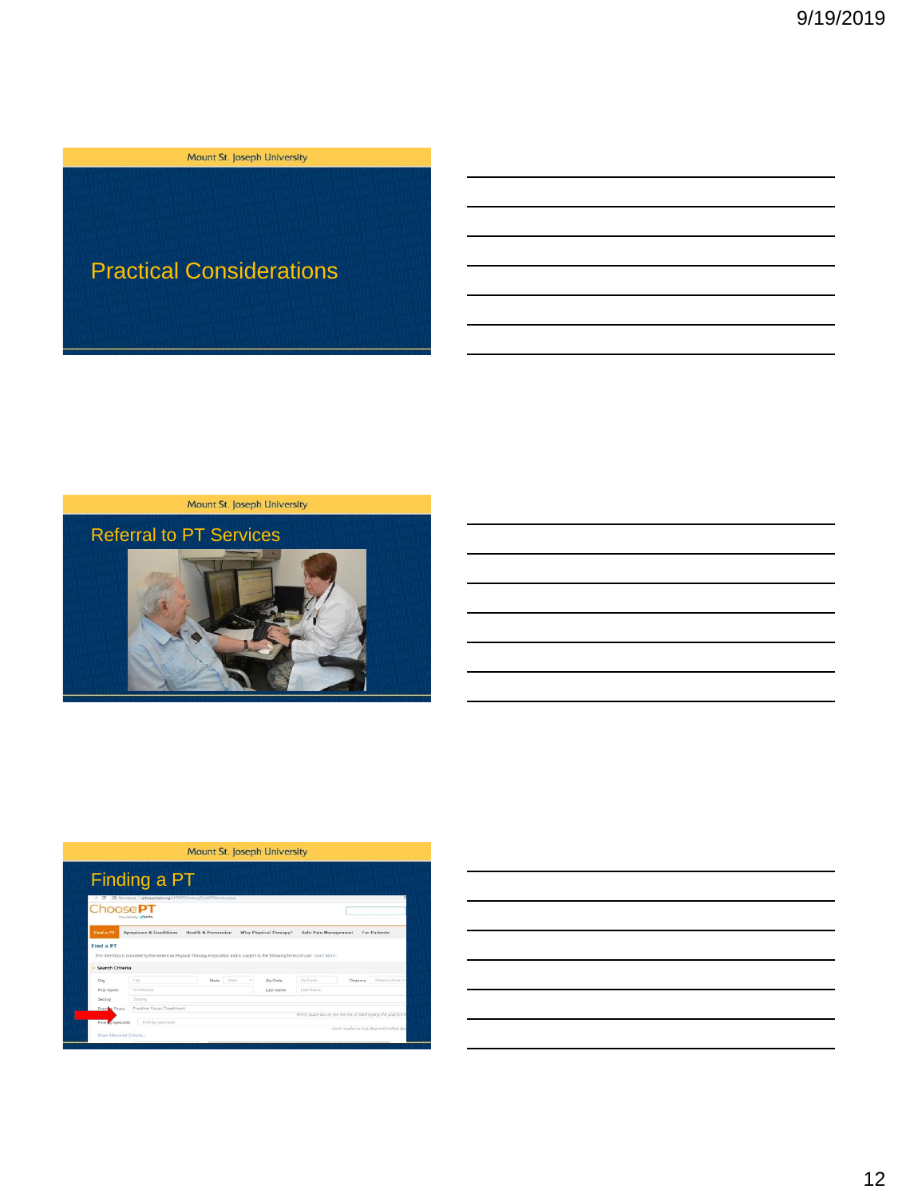Mount St. Joseph University

# Practical Considerations

Mount St. Joseph University

## Referral to PT Services

Mount St. Joseph University

## Finding a PT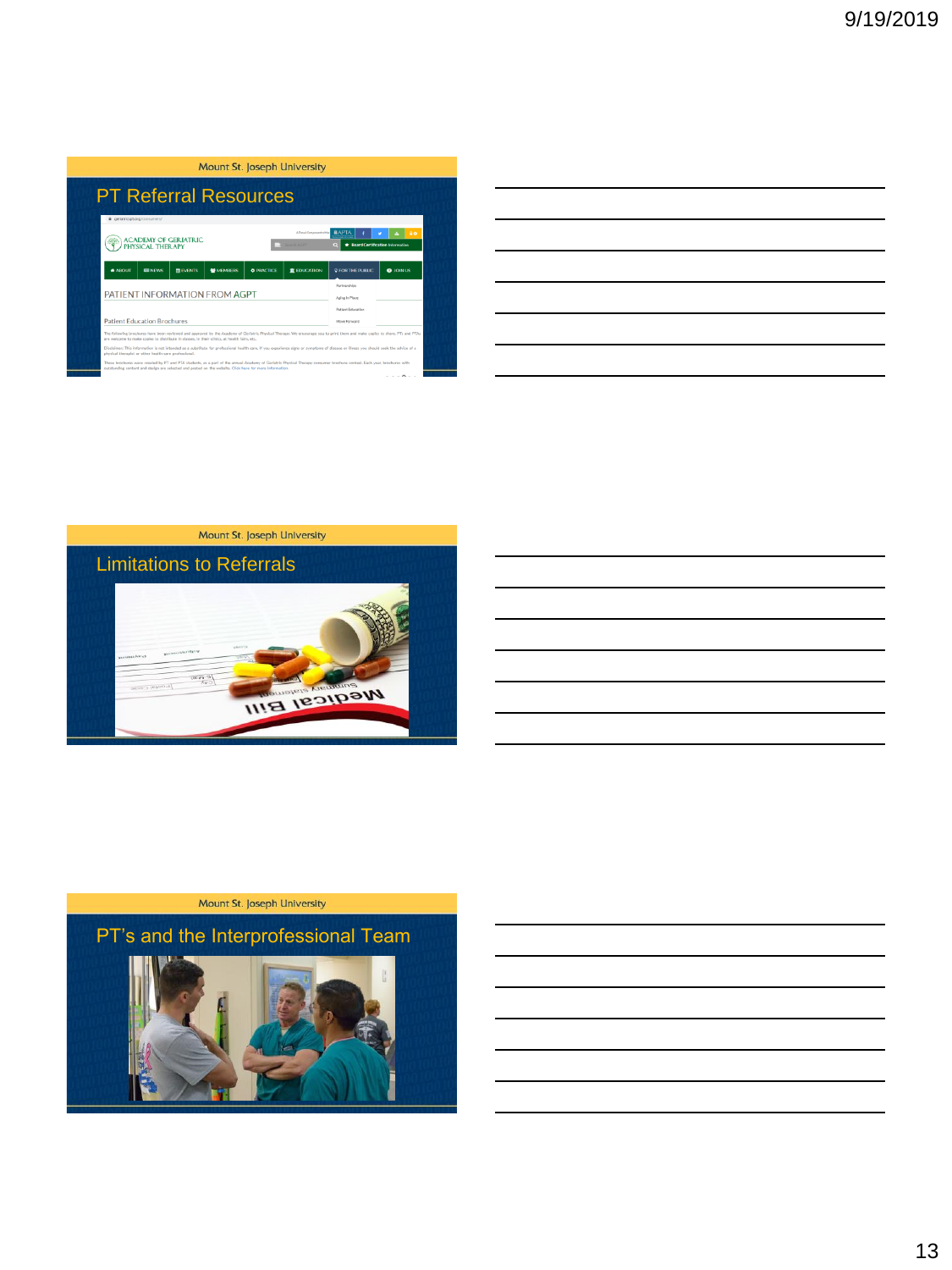Mount St. Joseph University

## PT Referral Resources

ACADEMY OF GERIATRIC PHYSICAL THERAPY

PATIENT INFORMATION FROM AGPT

Patient Education Brochures

Mount St. Joseph University

## Limitations to Referrals

Mount St. Joseph University

## PT's and the Interprofessional Team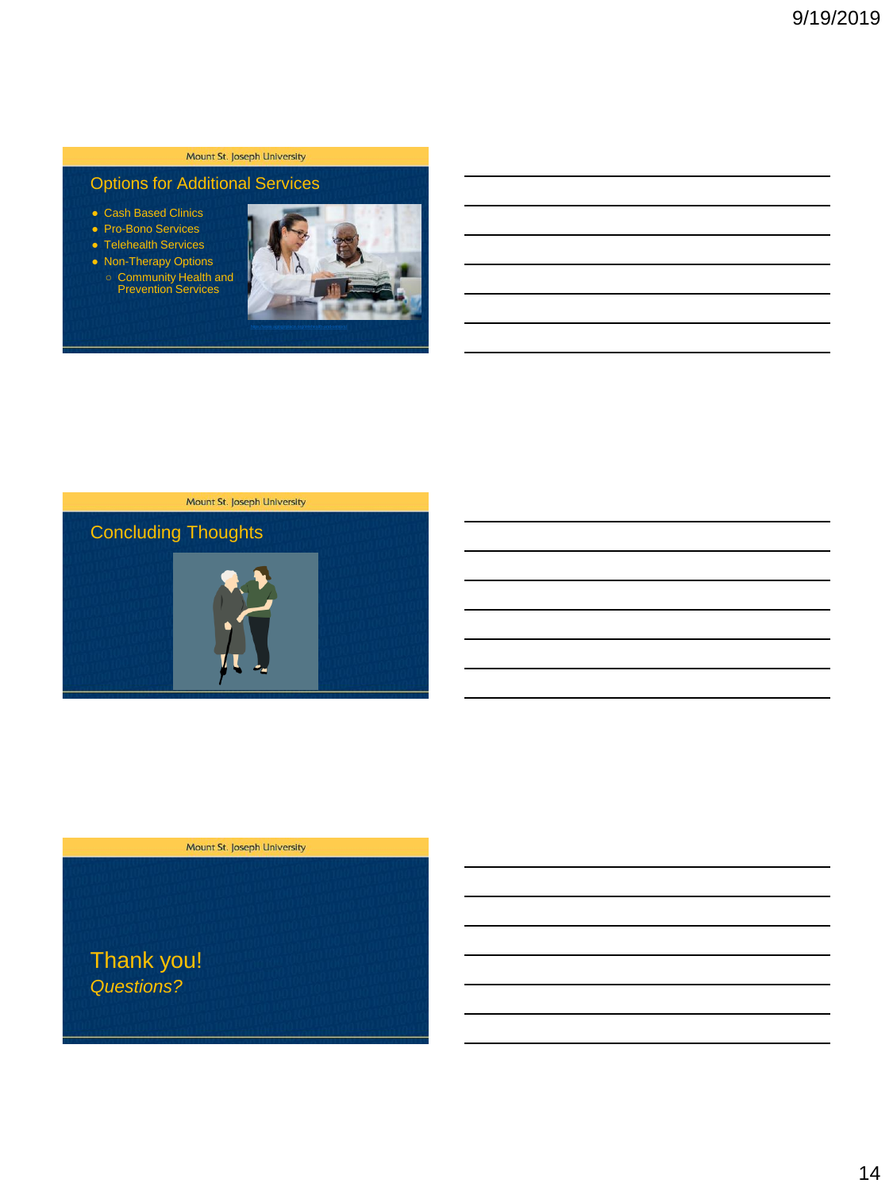## Options for Additional Services

- Cash Based Clinics
- Pro-Bono Services
- Telehealth Services
- Non-Therapy Options
  - Community Health and Prevention Services

## Concluding Thoughts

## Thank you!

*Questions?*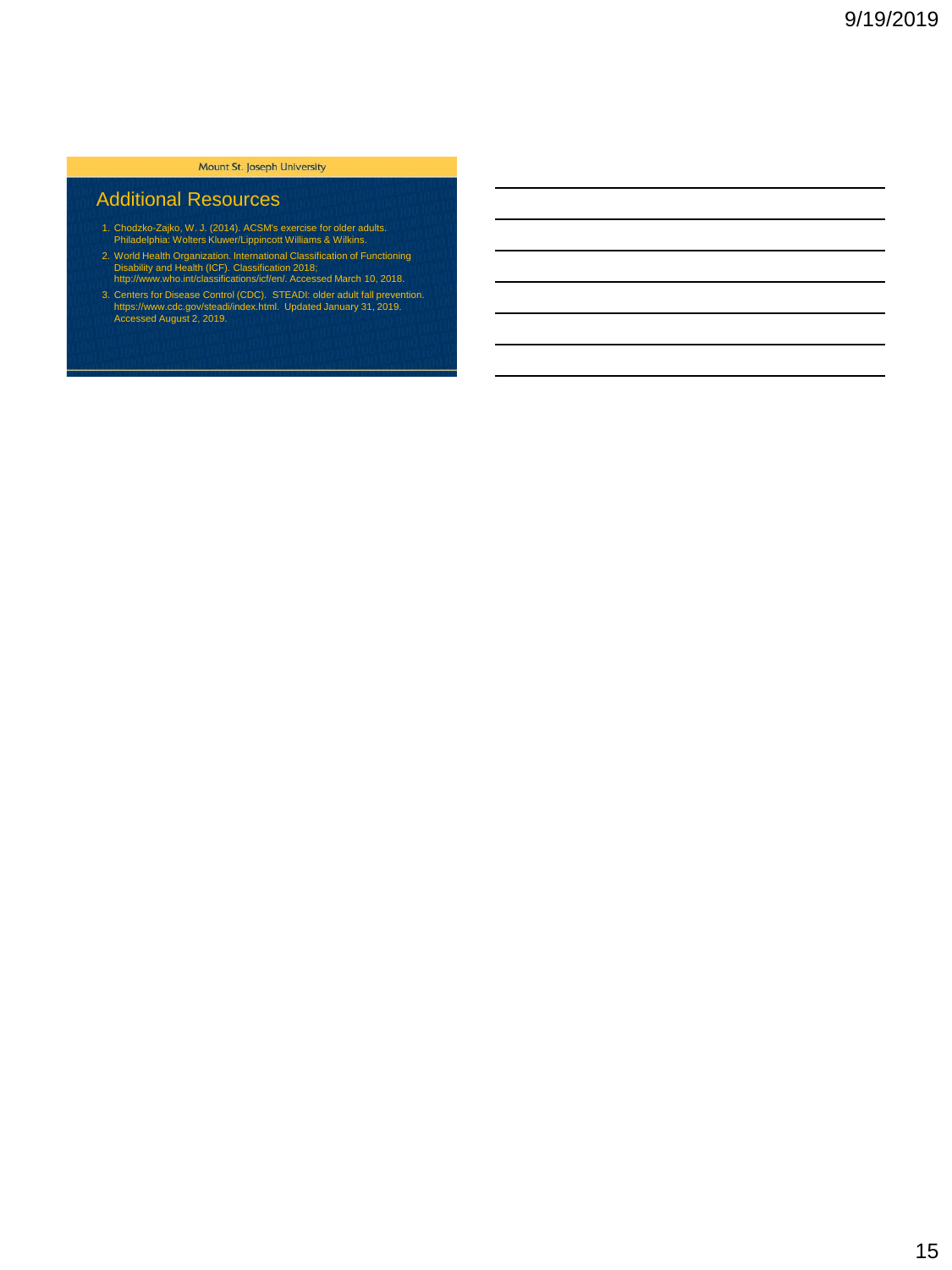Mount St. Joseph University

## Additional Resources

1. Chodzko-Zajko, W. J. (2014). ACSM's exercise for older adults. Philadelphia: Wolters Kluwer/Lippincott Williams & Wilkins.
2. World Health Organization. International Classification of Functioning Disability and Health (ICF). Classification 2018; http://www.who.int/classifications/icf/en/. Accessed March 10, 2018.
3. Centers for Disease Control (CDC). STEADI: older adult fall prevention. https://www.cdc.gov/steadi/index.html. Updated January 31, 2019. Accessed August 2, 2019.